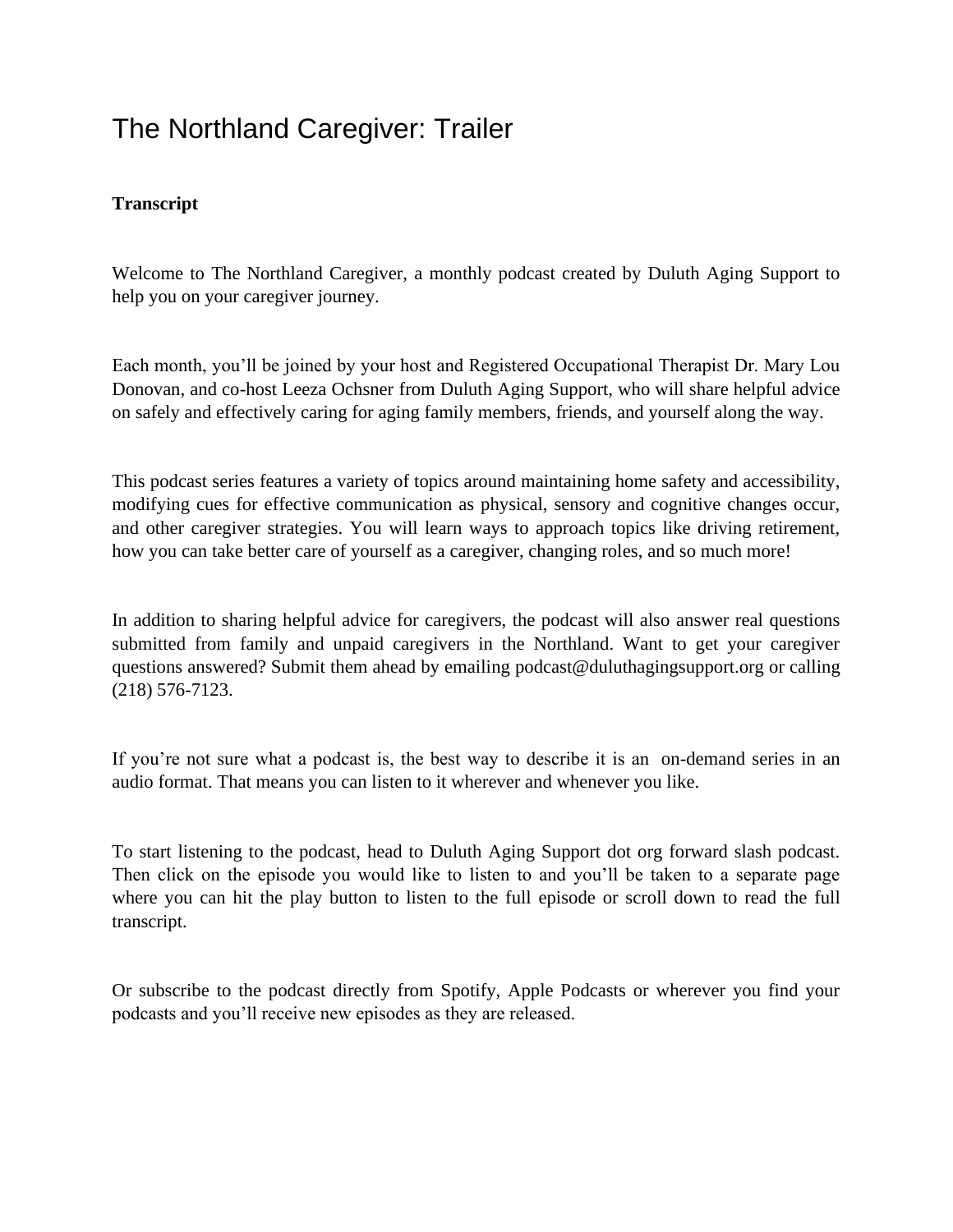# The Northland Caregiver: Trailer

**Transcript**

Welcome to The Northland Caregiver, a monthly podcast created by Duluth Aging Support to help you on your caregiver journey.

Each month, you'll be joined by your host and Registered Occupational Therapist Dr. Mary Lou Donovan, and co-host Leeza Ochsner from Duluth Aging Support, who will share helpful advice on safely and effectively caring for aging family members, friends, and yourself along the way.

This podcast series features a variety of topics around maintaining home safety and accessibility, modifying cues for effective communication as physical, sensory and cognitive changes occur, and other caregiver strategies. You will learn ways to approach topics like driving retirement, how you can take better care of yourself as a caregiver, changing roles, and so much more!

In addition to sharing helpful advice for caregivers, the podcast will also answer real questions submitted from family and unpaid caregivers in the Northland. Want to get your caregiver questions answered? Submit them ahead by emailing podcast@duluthagingsupport.org or calling (218) 576-7123.

If you're not sure what a podcast is, the best way to describe it is an on-demand series in an audio format. That means you can listen to it wherever and whenever you like.

To start listening to the podcast, head to Duluth Aging Support dot org forward slash podcast. Then click on the episode you would like to listen to and you'll be taken to a separate page where you can hit the play button to listen to the full episode or scroll down to read the full transcript.

Or subscribe to the podcast directly from Spotify, Apple Podcasts or wherever you find your podcasts and you'll receive new episodes as they are released.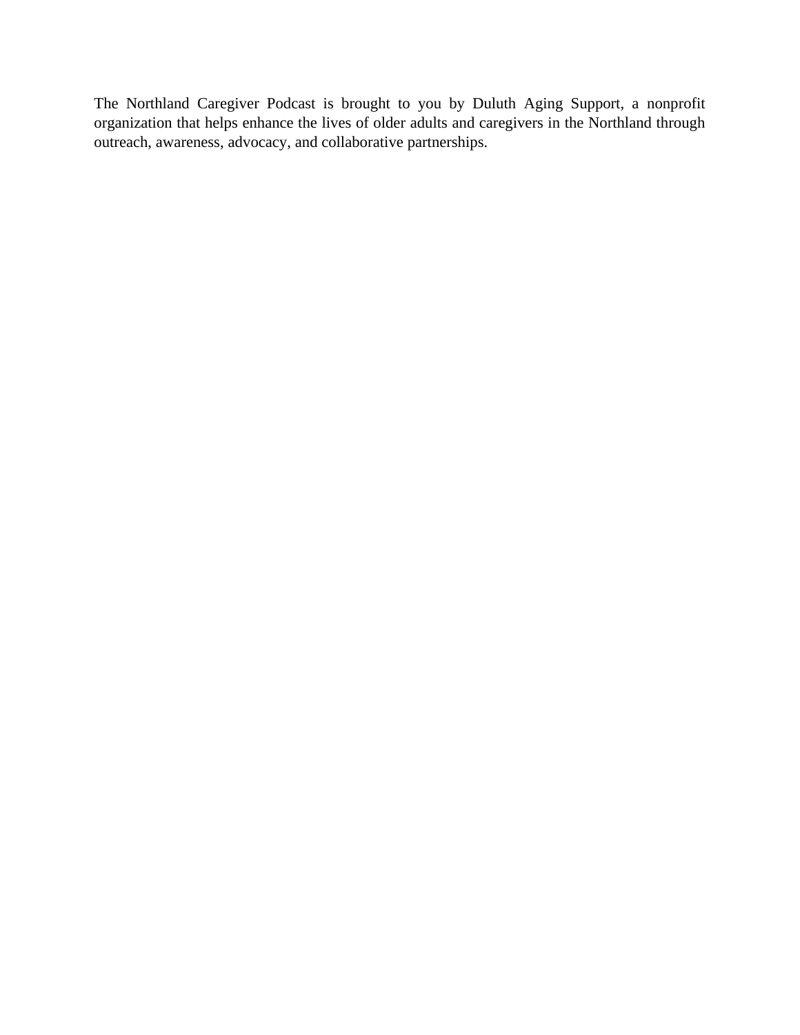The Northland Caregiver Podcast is brought to you by Duluth Aging Support, a nonprofit organization that helps enhance the lives of older adults and caregivers in the Northland through outreach, awareness, advocacy, and collaborative partnerships.